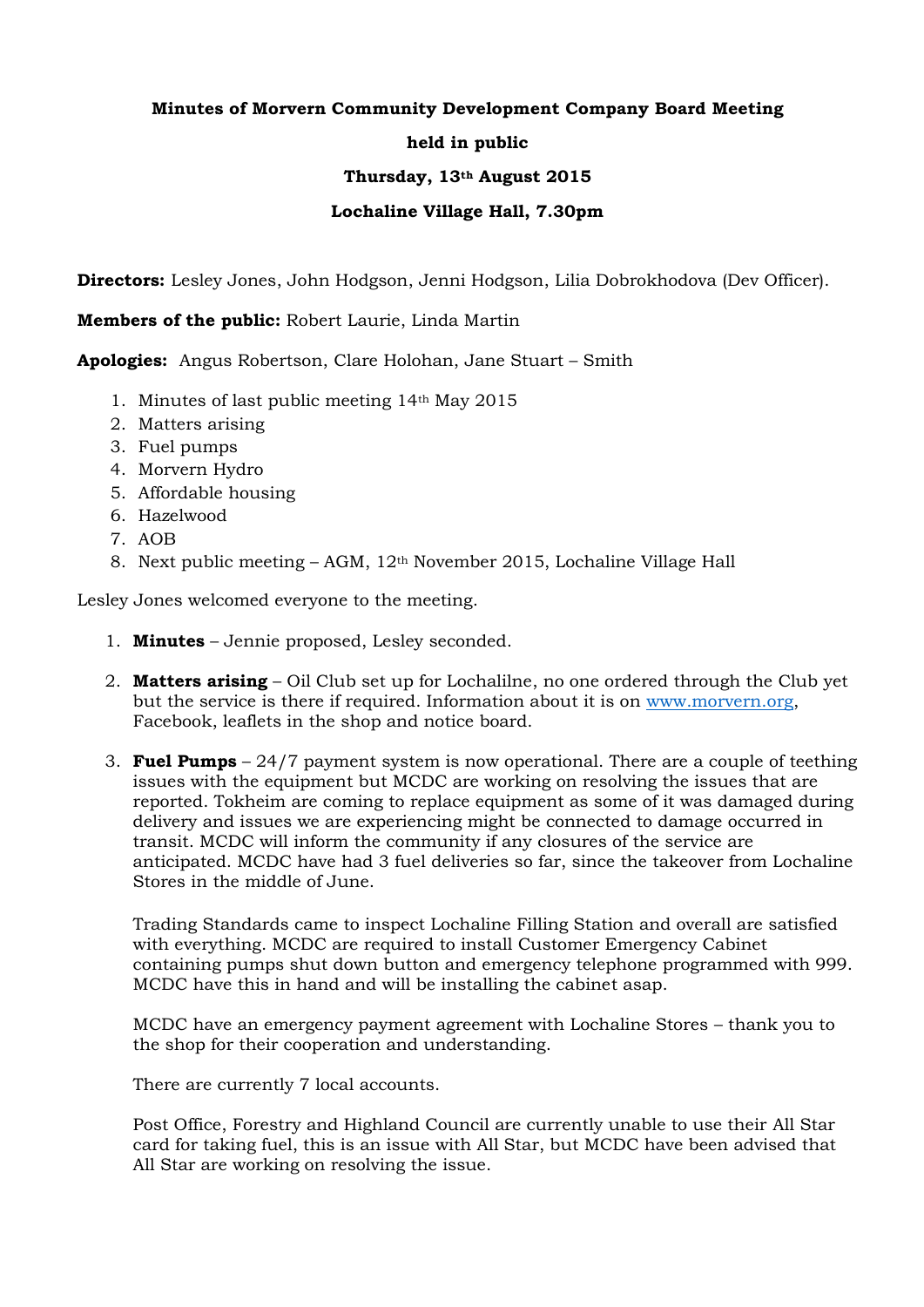**Minutes of Morvern Community Development Company Board Meeting**

**held in public**

**Thursday, 13th August 2015**

**Lochaline Village Hall, 7.30pm**

**Directors:** Lesley Jones, John Hodgson, Jenni Hodgson, Lilia Dobrokhodova (Dev Officer).

**Members of the public:** Robert Laurie, Linda Martin

**Apologies:** Angus Robertson, Clare Holohan, Jane Stuart – Smith

1. Minutes of last public meeting 14th May 2015
2. Matters arising
3. Fuel pumps
4. Morvern Hydro
5. Affordable housing
6. Hazelwood
7. AOB
8. Next public meeting – AGM, 12th November 2015, Lochaline Village Hall

Lesley Jones welcomed everyone to the meeting.

1. **Minutes** – Jennie proposed, Lesley seconded.

2. **Matters arising** – Oil Club set up for Lochalilne, no one ordered through the Club yet but the service is there if required. Information about it is on www.morvern.org, Facebook, leaflets in the shop and notice board.

3. **Fuel Pumps** – 24/7 payment system is now operational. There are a couple of teething issues with the equipment but MCDC are working on resolving the issues that are reported. Tokheim are coming to replace equipment as some of it was damaged during delivery and issues we are experiencing might be connected to damage occurred in transit. MCDC will inform the community if any closures of the service are anticipated. MCDC have had 3 fuel deliveries so far, since the takeover from Lochaline Stores in the middle of June.

   Trading Standards came to inspect Lochaline Filling Station and overall are satisfied with everything. MCDC are required to install Customer Emergency Cabinet containing pumps shut down button and emergency telephone programmed with 999. MCDC have this in hand and will be installing the cabinet asap.

   MCDC have an emergency payment agreement with Lochaline Stores – thank you to the shop for their cooperation and understanding.

   There are currently 7 local accounts.

   Post Office, Forestry and Highland Council are currently unable to use their All Star card for taking fuel, this is an issue with All Star, but MCDC have been advised that All Star are working on resolving the issue.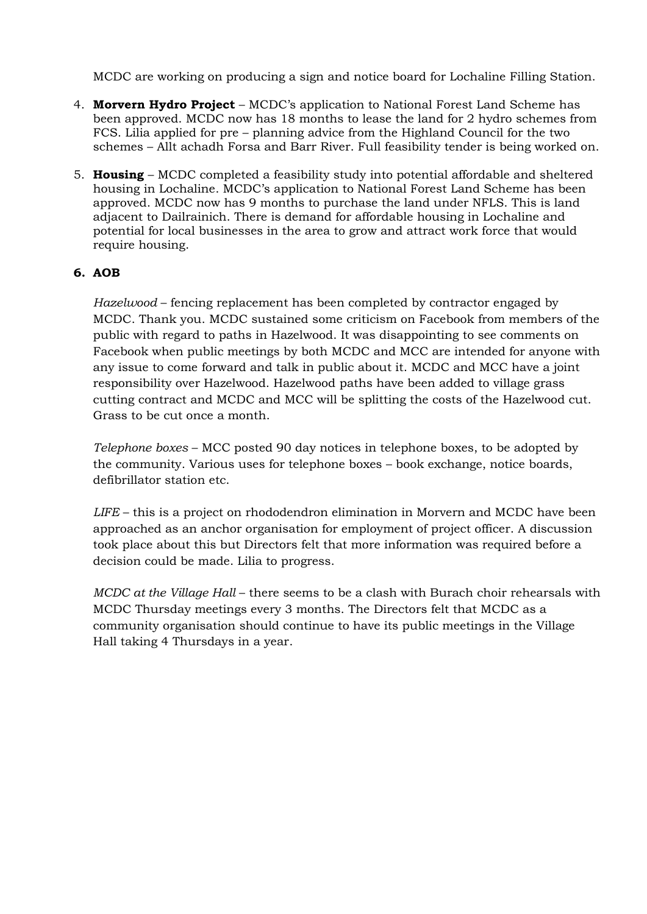MCDC are working on producing a sign and notice board for Lochaline Filling Station.

4. **Morvern Hydro Project** – MCDC's application to National Forest Land Scheme has been approved. MCDC now has 18 months to lease the land for 2 hydro schemes from FCS. Lilia applied for pre – planning advice from the Highland Council for the two schemes – Allt achadh Forsa and Barr River. Full feasibility tender is being worked on.

5. **Housing** – MCDC completed a feasibility study into potential affordable and sheltered housing in Lochaline. MCDC's application to National Forest Land Scheme has been approved. MCDC now has 9 months to purchase the land under NFLS. This is land adjacent to Dailrainich. There is demand for affordable housing in Lochaline and potential for local businesses in the area to grow and attract work force that would require housing.

**6. AOB**

*Hazelwood* – fencing replacement has been completed by contractor engaged by MCDC. Thank you. MCDC sustained some criticism on Facebook from members of the public with regard to paths in Hazelwood. It was disappointing to see comments on Facebook when public meetings by both MCDC and MCC are intended for anyone with any issue to come forward and talk in public about it. MCDC and MCC have a joint responsibility over Hazelwood. Hazelwood paths have been added to village grass cutting contract and MCDC and MCC will be splitting the costs of the Hazelwood cut. Grass to be cut once a month.

*Telephone boxes* – MCC posted 90 day notices in telephone boxes, to be adopted by the community. Various uses for telephone boxes – book exchange, notice boards, defibrillator station etc.

*LIFE* – this is a project on rhododendron elimination in Morvern and MCDC have been approached as an anchor organisation for employment of project officer. A discussion took place about this but Directors felt that more information was required before a decision could be made. Lilia to progress.

*MCDC at the Village Hall* – there seems to be a clash with Burach choir rehearsals with MCDC Thursday meetings every 3 months. The Directors felt that MCDC as a community organisation should continue to have its public meetings in the Village Hall taking 4 Thursdays in a year.